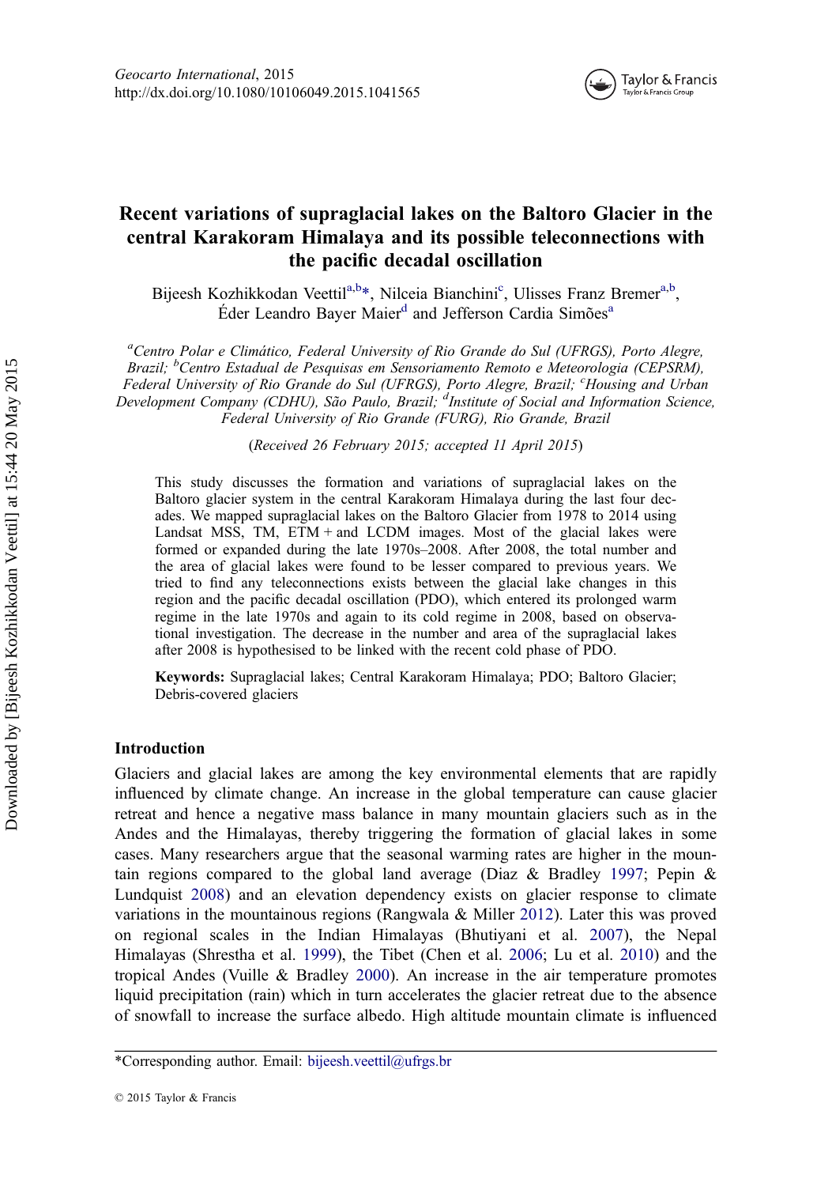# Recent variations of supraglacial lakes on the Baltoro Glacier in the central Karakoram Himalaya and its possible teleconnections with the pacific decadal oscillation

Bijeesh Kozhikkodan Veettil[a,b]*, Nilceia Bianchini[c], Ulisses Franz Bremer[a,b], Éder Leandro Bayer Maier[d] and Jefferson Cardia Simões[a]

[a]*Centro Polar e Climático, Federal University of Rio Grande do Sul (UFRGS), Porto Alegre, Brazil;* [b]*Centro Estadual de Pesquisas em Sensoriamento Remoto e Meteorologia (CEPSRM), Federal University of Rio Grande do Sul (UFRGS), Porto Alegre, Brazil;* [c]*Housing and Urban Development Company (CDHU), São Paulo, Brazil;* [d]*Institute of Social and Information Science, Federal University of Rio Grande (FURG), Rio Grande, Brazil*

(*Received 26 February 2015; accepted 11 April 2015*)

This study discusses the formation and variations of supraglacial lakes on the Baltoro glacier system in the central Karakoram Himalaya during the last four decades. We mapped supraglacial lakes on the Baltoro Glacier from 1978 to 2014 using Landsat MSS, TM, ETM + and LCDM images. Most of the glacial lakes were formed or expanded during the late 1970s–2008. After 2008, the total number and the area of glacial lakes were found to be lesser compared to previous years. We tried to find any teleconnections exists between the glacial lake changes in this region and the pacific decadal oscillation (PDO), which entered its prolonged warm regime in the late 1970s and again to its cold regime in 2008, based on observational investigation. The decrease in the number and area of the supraglacial lakes after 2008 is hypothesised to be linked with the recent cold phase of PDO.

**Keywords:** Supraglacial lakes; Central Karakoram Himalaya; PDO; Baltoro Glacier; Debris-covered glaciers

## Introduction

Glaciers and glacial lakes are among the key environmental elements that are rapidly influenced by climate change. An increase in the global temperature can cause glacier retreat and hence a negative mass balance in many mountain glaciers such as in the Andes and the Himalayas, thereby triggering the formation of glacial lakes in some cases. Many researchers argue that the seasonal warming rates are higher in the mountain regions compared to the global land average (Diaz & Bradley 1997; Pepin & Lundquist 2008) and an elevation dependency exists on glacier response to climate variations in the mountainous regions (Rangwala & Miller 2012). Later this was proved on regional scales in the Indian Himalayas (Bhutiyani et al. 2007), the Nepal Himalayas (Shrestha et al. 1999), the Tibet (Chen et al. 2006; Lu et al. 2010) and the tropical Andes (Vuille & Bradley 2000). An increase in the air temperature promotes liquid precipitation (rain) which in turn accelerates the glacier retreat due to the absence of snowfall to increase the surface albedo. High altitude mountain climate is influenced

*Corresponding author. Email: bijeesh.veettil@ufrgs.br

© 2015 Taylor & Francis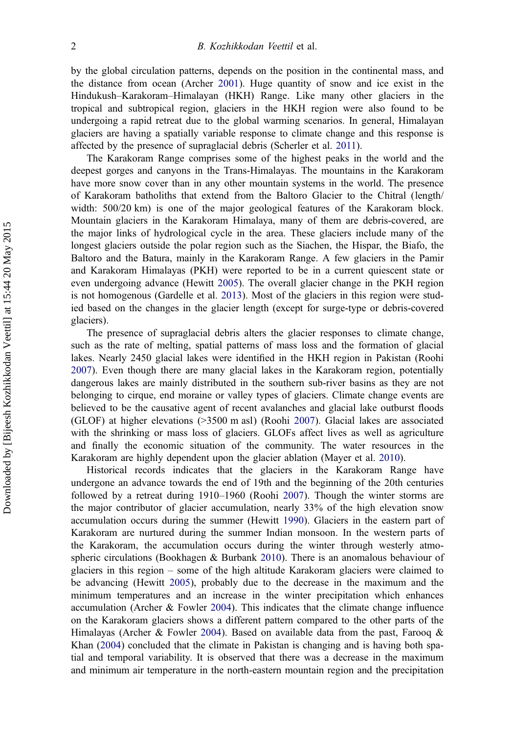by the global circulation patterns, depends on the position in the continental mass, and the distance from ocean (Archer 2001). Huge quantity of snow and ice exist in the Hindukush–Karakoram–Himalayan (HKH) Range. Like many other glaciers in the tropical and subtropical region, glaciers in the HKH region were also found to be undergoing a rapid retreat due to the global warming scenarios. In general, Himalayan glaciers are having a spatially variable response to climate change and this response is affected by the presence of supraglacial debris (Scherler et al. 2011).

The Karakoram Range comprises some of the highest peaks in the world and the deepest gorges and canyons in the Trans-Himalayas. The mountains in the Karakoram have more snow cover than in any other mountain systems in the world. The presence of Karakoram batholiths that extend from the Baltoro Glacier to the Chitral (length/width: 500/20 km) is one of the major geological features of the Karakoram block. Mountain glaciers in the Karakoram Himalaya, many of them are debris-covered, are the major links of hydrological cycle in the area. These glaciers include many of the longest glaciers outside the polar region such as the Siachen, the Hispar, the Biafo, the Baltoro and the Batura, mainly in the Karakoram Range. A few glaciers in the Pamir and Karakoram Himalayas (PKH) were reported to be in a current quiescent state or even undergoing advance (Hewitt 2005). The overall glacier change in the PKH region is not homogenous (Gardelle et al. 2013). Most of the glaciers in this region were studied based on the changes in the glacier length (except for surge-type or debris-covered glaciers).

The presence of supraglacial debris alters the glacier responses to climate change, such as the rate of melting, spatial patterns of mass loss and the formation of glacial lakes. Nearly 2450 glacial lakes were identified in the HKH region in Pakistan (Roohi 2007). Even though there are many glacial lakes in the Karakoram region, potentially dangerous lakes are mainly distributed in the southern sub-river basins as they are not belonging to cirque, end moraine or valley types of glaciers. Climate change events are believed to be the causative agent of recent avalanches and glacial lake outburst floods (GLOF) at higher elevations (>3500 m asl) (Roohi 2007). Glacial lakes are associated with the shrinking or mass loss of glaciers. GLOFs affect lives as well as agriculture and finally the economic situation of the community. The water resources in the Karakoram are highly dependent upon the glacier ablation (Mayer et al. 2010).

Historical records indicates that the glaciers in the Karakoram Range have undergone an advance towards the end of 19th and the beginning of the 20th centuries followed by a retreat during 1910–1960 (Roohi 2007). Though the winter storms are the major contributor of glacier accumulation, nearly 33% of the high elevation snow accumulation occurs during the summer (Hewitt 1990). Glaciers in the eastern part of Karakoram are nurtured during the summer Indian monsoon. In the western parts of the Karakoram, the accumulation occurs during the winter through westerly atmospheric circulations (Bookhagen & Burbank 2010). There is an anomalous behaviour of glaciers in this region – some of the high altitude Karakoram glaciers were claimed to be advancing (Hewitt 2005), probably due to the decrease in the maximum and the minimum temperatures and an increase in the winter precipitation which enhances accumulation (Archer & Fowler 2004). This indicates that the climate change influence on the Karakoram glaciers shows a different pattern compared to the other parts of the Himalayas (Archer & Fowler 2004). Based on available data from the past, Farooq & Khan (2004) concluded that the climate in Pakistan is changing and is having both spatial and temporal variability. It is observed that there was a decrease in the maximum and minimum air temperature in the north-eastern mountain region and the precipitation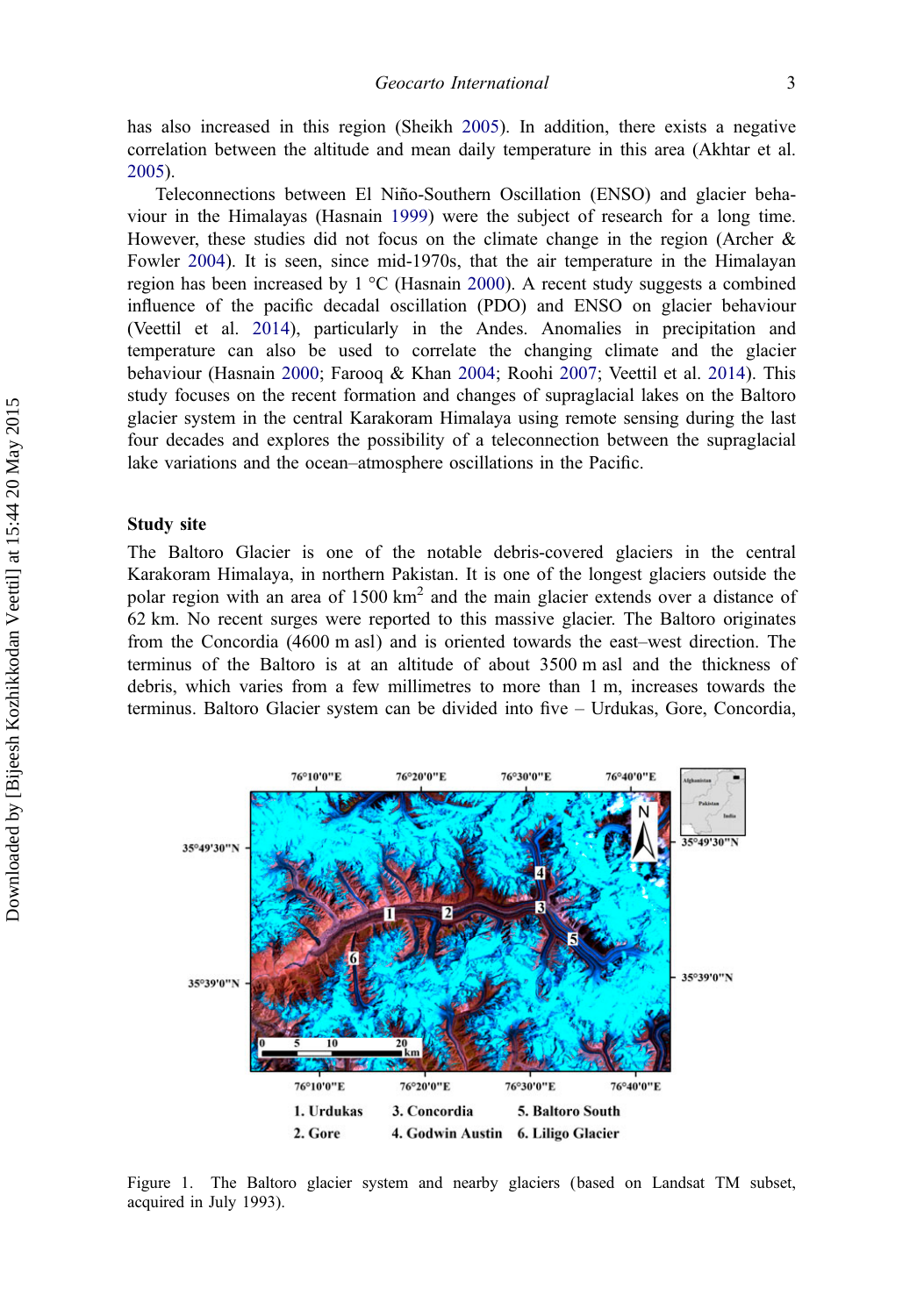has also increased in this region (Sheikh 2005). In addition, there exists a negative correlation between the altitude and mean daily temperature in this area (Akhtar et al. 2005).

Teleconnections between El Niño-Southern Oscillation (ENSO) and glacier behaviour in the Himalayas (Hasnain 1999) were the subject of research for a long time. However, these studies did not focus on the climate change in the region (Archer & Fowler 2004). It is seen, since mid-1970s, that the air temperature in the Himalayan region has been increased by 1 °C (Hasnain 2000). A recent study suggests a combined influence of the pacific decadal oscillation (PDO) and ENSO on glacier behaviour (Veettil et al. 2014), particularly in the Andes. Anomalies in precipitation and temperature can also be used to correlate the changing climate and the glacier behaviour (Hasnain 2000; Farooq & Khan 2004; Roohi 2007; Veettil et al. 2014). This study focuses on the recent formation and changes of supraglacial lakes on the Baltoro glacier system in the central Karakoram Himalaya using remote sensing during the last four decades and explores the possibility of a teleconnection between the supraglacial lake variations and the ocean–atmosphere oscillations in the Pacific.

## Study site

The Baltoro Glacier is one of the notable debris-covered glaciers in the central Karakoram Himalaya, in northern Pakistan. It is one of the longest glaciers outside the polar region with an area of 1500 km$^2$ and the main glacier extends over a distance of 62 km. No recent surges were reported to this massive glacier. The Baltoro originates from the Concordia (4600 m asl) and is oriented towards the east–west direction. The terminus of the Baltoro is at an altitude of about 3500 m asl and the thickness of debris, which varies from a few millimetres to more than 1 m, increases towards the terminus. Baltoro Glacier system can be divided into five – Urdukas, Gore, Concordia,

76°10'0"E 76°20'0"E 76°30'0"E 76°40'0"E

35°49'30"N

35°39'0"N

Afghanistan Pakistan India

N

0 5 10 20 km

1. Urdukas 2. Gore 3. Concordia 4. Godwin Austin 5. Baltoro South 6. Liligo Glacier

Figure 1. The Baltoro glacier system and nearby glaciers (based on Landsat TM subset, acquired in July 1993).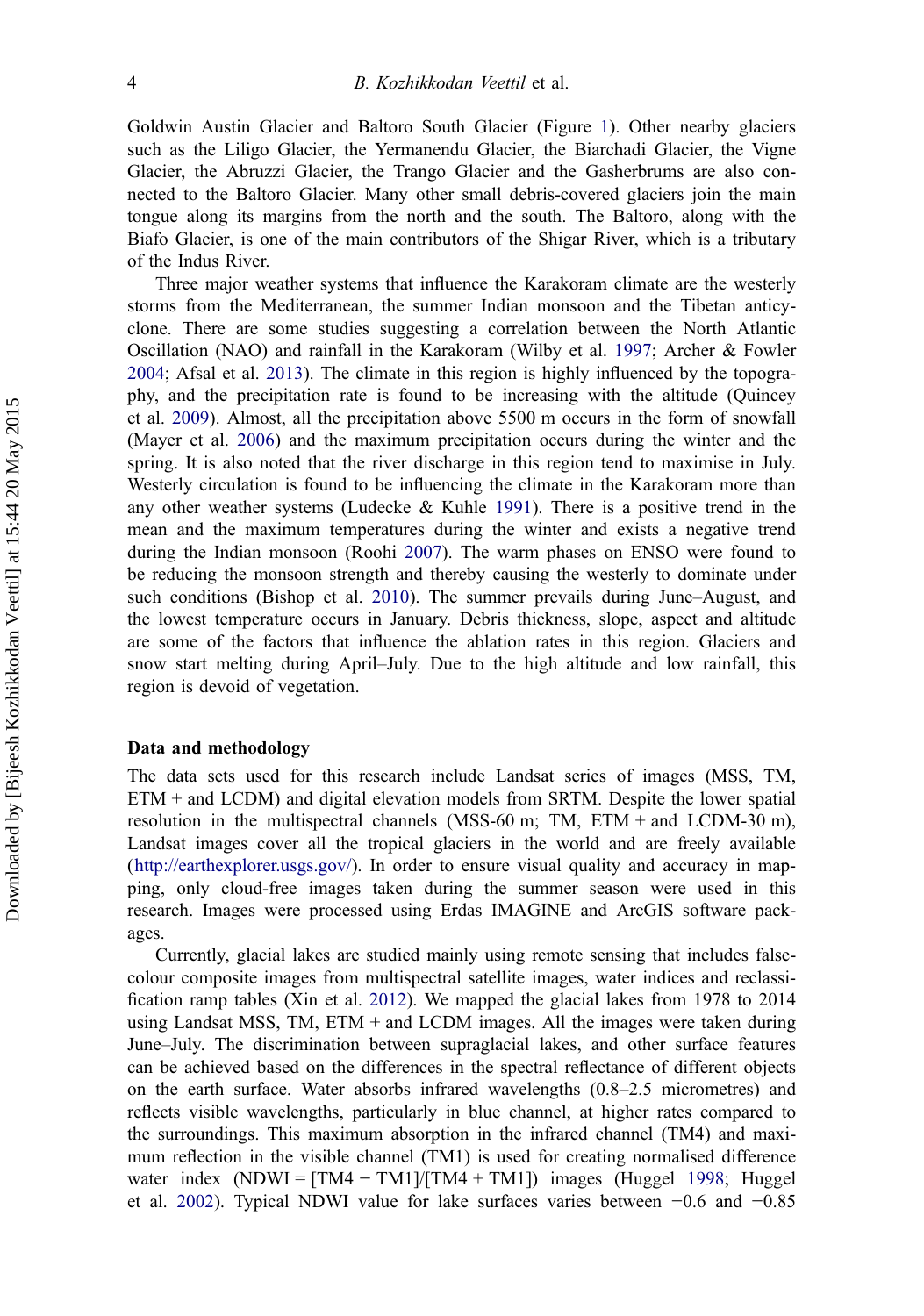Goldwin Austin Glacier and Baltoro South Glacier (Figure 1). Other nearby glaciers such as the Liligo Glacier, the Yermanendu Glacier, the Biarchadi Glacier, the Vigne Glacier, the Abruzzi Glacier, the Trango Glacier and the Gasherbrums are also connected to the Baltoro Glacier. Many other small debris-covered glaciers join the main tongue along its margins from the north and the south. The Baltoro, along with the Biafo Glacier, is one of the main contributors of the Shigar River, which is a tributary of the Indus River.

Three major weather systems that influence the Karakoram climate are the westerly storms from the Mediterranean, the summer Indian monsoon and the Tibetan anticyclone. There are some studies suggesting a correlation between the North Atlantic Oscillation (NAO) and rainfall in the Karakoram (Wilby et al. 1997; Archer & Fowler 2004; Afsal et al. 2013). The climate in this region is highly influenced by the topography, and the precipitation rate is found to be increasing with the altitude (Quincey et al. 2009). Almost, all the precipitation above 5500 m occurs in the form of snowfall (Mayer et al. 2006) and the maximum precipitation occurs during the winter and the spring. It is also noted that the river discharge in this region tend to maximise in July. Westerly circulation is found to be influencing the climate in the Karakoram more than any other weather systems (Ludecke & Kuhle 1991). There is a positive trend in the mean and the maximum temperatures during the winter and exists a negative trend during the Indian monsoon (Roohi 2007). The warm phases on ENSO were found to be reducing the monsoon strength and thereby causing the westerly to dominate under such conditions (Bishop et al. 2010). The summer prevails during June–August, and the lowest temperature occurs in January. Debris thickness, slope, aspect and altitude are some of the factors that influence the ablation rates in this region. Glaciers and snow start melting during April–July. Due to the high altitude and low rainfall, this region is devoid of vegetation.

## Data and methodology

The data sets used for this research include Landsat series of images (MSS, TM, ETM + and LCDM) and digital elevation models from SRTM. Despite the lower spatial resolution in the multispectral channels (MSS-60 m; TM, ETM + and LCDM-30 m), Landsat images cover all the tropical glaciers in the world and are freely available (http://earthexplorer.usgs.gov/). In order to ensure visual quality and accuracy in mapping, only cloud-free images taken during the summer season were used in this research. Images were processed using Erdas IMAGINE and ArcGIS software packages.

Currently, glacial lakes are studied mainly using remote sensing that includes false-colour composite images from multispectral satellite images, water indices and reclassification ramp tables (Xin et al. 2012). We mapped the glacial lakes from 1978 to 2014 using Landsat MSS, TM, ETM + and LCDM images. All the images were taken during June–July. The discrimination between supraglacial lakes, and other surface features can be achieved based on the differences in the spectral reflectance of different objects on the earth surface. Water absorbs infrared wavelengths (0.8–2.5 micrometres) and reflects visible wavelengths, particularly in blue channel, at higher rates compared to the surroundings. This maximum absorption in the infrared channel (TM4) and maximum reflection in the visible channel (TM1) is used for creating normalised difference water index (NDWI = [TM4 − TM1]/[TM4 + TM1]) images (Huggel 1998; Huggel et al. 2002). Typical NDWI value for lake surfaces varies between −0.6 and −0.85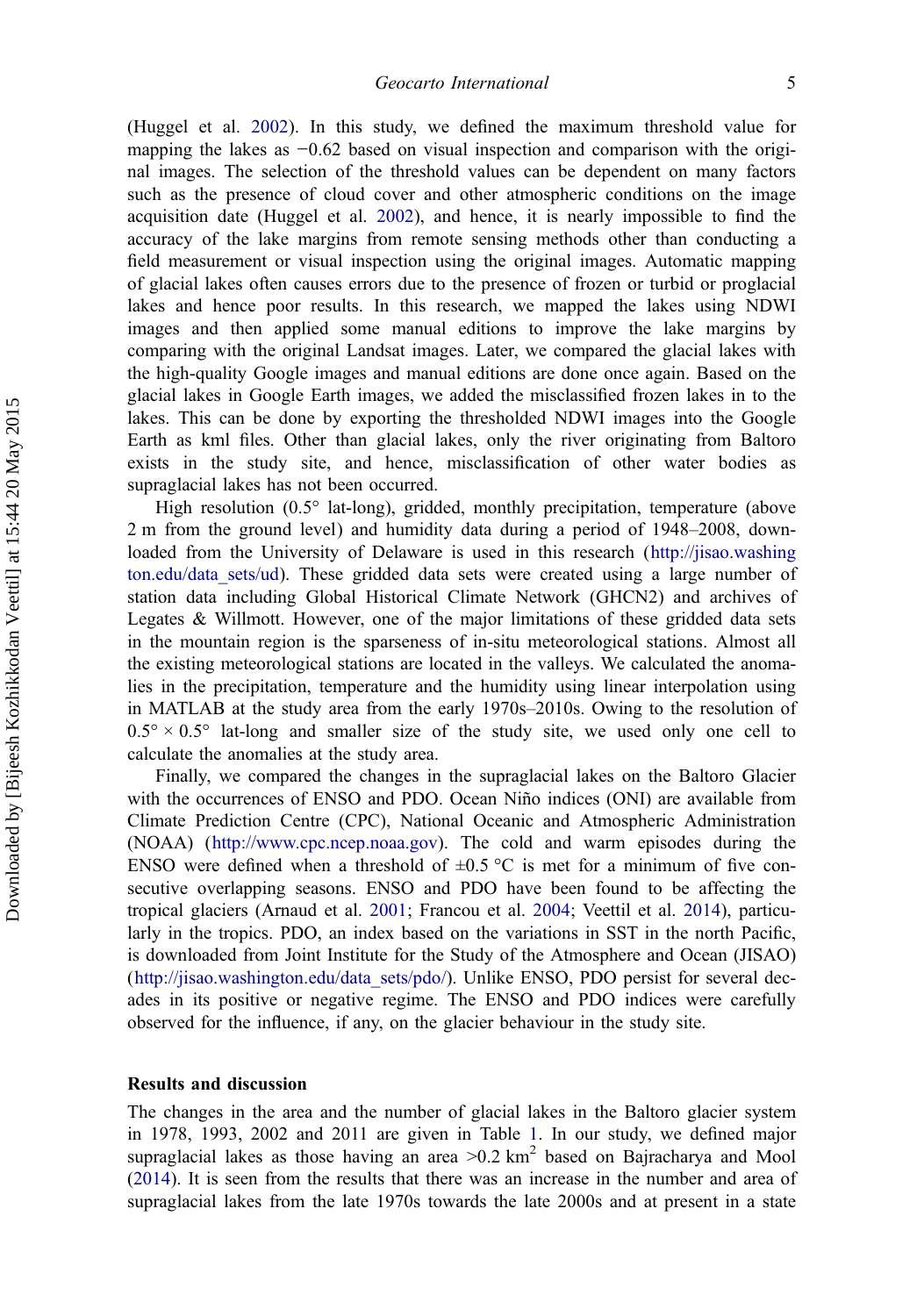(Huggel et al. 2002). In this study, we defined the maximum threshold value for mapping the lakes as −0.62 based on visual inspection and comparison with the original images. The selection of the threshold values can be dependent on many factors such as the presence of cloud cover and other atmospheric conditions on the image acquisition date (Huggel et al. 2002), and hence, it is nearly impossible to find the accuracy of the lake margins from remote sensing methods other than conducting a field measurement or visual inspection using the original images. Automatic mapping of glacial lakes often causes errors due to the presence of frozen or turbid or proglacial lakes and hence poor results. In this research, we mapped the lakes using NDWI images and then applied some manual editions to improve the lake margins by comparing with the original Landsat images. Later, we compared the glacial lakes with the high-quality Google images and manual editions are done once again. Based on the glacial lakes in Google Earth images, we added the misclassified frozen lakes in to the lakes. This can be done by exporting the thresholded NDWI images into the Google Earth as kml files. Other than glacial lakes, only the river originating from Baltoro exists in the study site, and hence, misclassification of other water bodies as supraglacial lakes has not been occurred.

High resolution (0.5° lat-long), gridded, monthly precipitation, temperature (above 2 m from the ground level) and humidity data during a period of 1948–2008, downloaded from the University of Delaware is used in this research (http://jisao.washington.edu/data_sets/ud). These gridded data sets were created using a large number of station data including Global Historical Climate Network (GHCN2) and archives of Legates & Willmott. However, one of the major limitations of these gridded data sets in the mountain region is the sparseness of in-situ meteorological stations. Almost all the existing meteorological stations are located in the valleys. We calculated the anomalies in the precipitation, temperature and the humidity using linear interpolation using in MATLAB at the study area from the early 1970s–2010s. Owing to the resolution of 0.5° × 0.5° lat-long and smaller size of the study site, we used only one cell to calculate the anomalies at the study area.

Finally, we compared the changes in the supraglacial lakes on the Baltoro Glacier with the occurrences of ENSO and PDO. Ocean Niño indices (ONI) are available from Climate Prediction Centre (CPC), National Oceanic and Atmospheric Administration (NOAA) (http://www.cpc.ncep.noaa.gov). The cold and warm episodes during the ENSO were defined when a threshold of ±0.5 °C is met for a minimum of five consecutive overlapping seasons. ENSO and PDO have been found to be affecting the tropical glaciers (Arnaud et al. 2001; Francou et al. 2004; Veettil et al. 2014), particularly in the tropics. PDO, an index based on the variations in SST in the north Pacific, is downloaded from Joint Institute for the Study of the Atmosphere and Ocean (JISAO) (http://jisao.washington.edu/data_sets/pdo/). Unlike ENSO, PDO persist for several decades in its positive or negative regime. The ENSO and PDO indices were carefully observed for the influence, if any, on the glacier behaviour in the study site.

## Results and discussion

The changes in the area and the number of glacial lakes in the Baltoro glacier system in 1978, 1993, 2002 and 2011 are given in Table 1. In our study, we defined major supraglacial lakes as those having an area >0.2 km$^2$ based on Bajracharya and Mool (2014). It is seen from the results that there was an increase in the number and area of supraglacial lakes from the late 1970s towards the late 2000s and at present in a state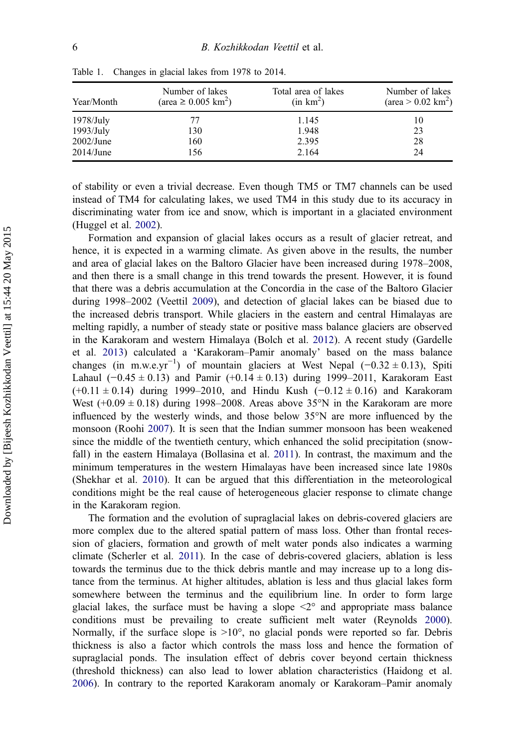Table 1. Changes in glacial lakes from 1978 to 2014.

| Year/Month | Number of lakes (area ≥ 0.005 $km^2$) | Total area of lakes (in $km^2$) | Number of lakes (area > 0.02 $km^2$) |
|---|---|---|---|
| 1978/July | 77 | 1.145 | 10 |
| 1993/July | 130 | 1.948 | 23 |
| 2002/June | 160 | 2.395 | 28 |
| 2014/June | 156 | 2.164 | 24 |

of stability or even a trivial decrease. Even though TM5 or TM7 channels can be used instead of TM4 for calculating lakes, we used TM4 in this study due to its accuracy in discriminating water from ice and snow, which is important in a glaciated environment (Huggel et al. 2002).

Formation and expansion of glacial lakes occurs as a result of glacier retreat, and hence, it is expected in a warming climate. As given above in the results, the number and area of glacial lakes on the Baltoro Glacier have been increased during 1978–2008, and then there is a small change in this trend towards the present. However, it is found that there was a debris accumulation at the Concordia in the case of the Baltoro Glacier during 1998–2002 (Veettil 2009), and detection of glacial lakes can be biased due to the increased debris transport. While glaciers in the eastern and central Himalayas are melting rapidly, a number of steady state or positive mass balance glaciers are observed in the Karakoram and western Himalaya (Bolch et al. 2012). A recent study (Gardelle et al. 2013) calculated a 'Karakoram–Pamir anomaly' based on the mass balance changes (in m.w.e.yr$^{-1}$) of mountain glaciers at West Nepal ($-0.32 \pm 0.13$), Spiti Lahaul ($-0.45 \pm 0.13$) and Pamir ($+0.14 \pm 0.13$) during 1999–2011, Karakoram East ($+0.11 \pm 0.14$) during 1999–2010, and Hindu Kush ($-0.12 \pm 0.16$) and Karakoram West ($+0.09 \pm 0.18$) during 1998–2008. Areas above 35°N in the Karakoram are more influenced by the westerly winds, and those below 35°N are more influenced by the monsoon (Roohi 2007). It is seen that the Indian summer monsoon has been weakened since the middle of the twentieth century, which enhanced the solid precipitation (snowfall) in the eastern Himalaya (Bollasina et al. 2011). In contrast, the maximum and the minimum temperatures in the western Himalayas have been increased since late 1980s (Shekhar et al. 2010). It can be argued that this differentiation in the meteorological conditions might be the real cause of heterogeneous glacier response to climate change in the Karakoram region.

The formation and the evolution of supraglacial lakes on debris-covered glaciers are more complex due to the altered spatial pattern of mass loss. Other than frontal recession of glaciers, formation and growth of melt water ponds also indicates a warming climate (Scherler et al. 2011). In the case of debris-covered glaciers, ablation is less towards the terminus due to the thick debris mantle and may increase up to a long distance from the terminus. At higher altitudes, ablation is less and thus glacial lakes form somewhere between the terminus and the equilibrium line. In order to form large glacial lakes, the surface must be having a slope <2° and appropriate mass balance conditions must be prevailing to create sufficient melt water (Reynolds 2000). Normally, if the surface slope is >10°, no glacial ponds were reported so far. Debris thickness is also a factor which controls the mass loss and hence the formation of supraglacial ponds. The insulation effect of debris cover beyond certain thickness (threshold thickness) can also lead to lower ablation characteristics (Haidong et al. 2006). In contrary to the reported Karakoram anomaly or Karakoram–Pamir anomaly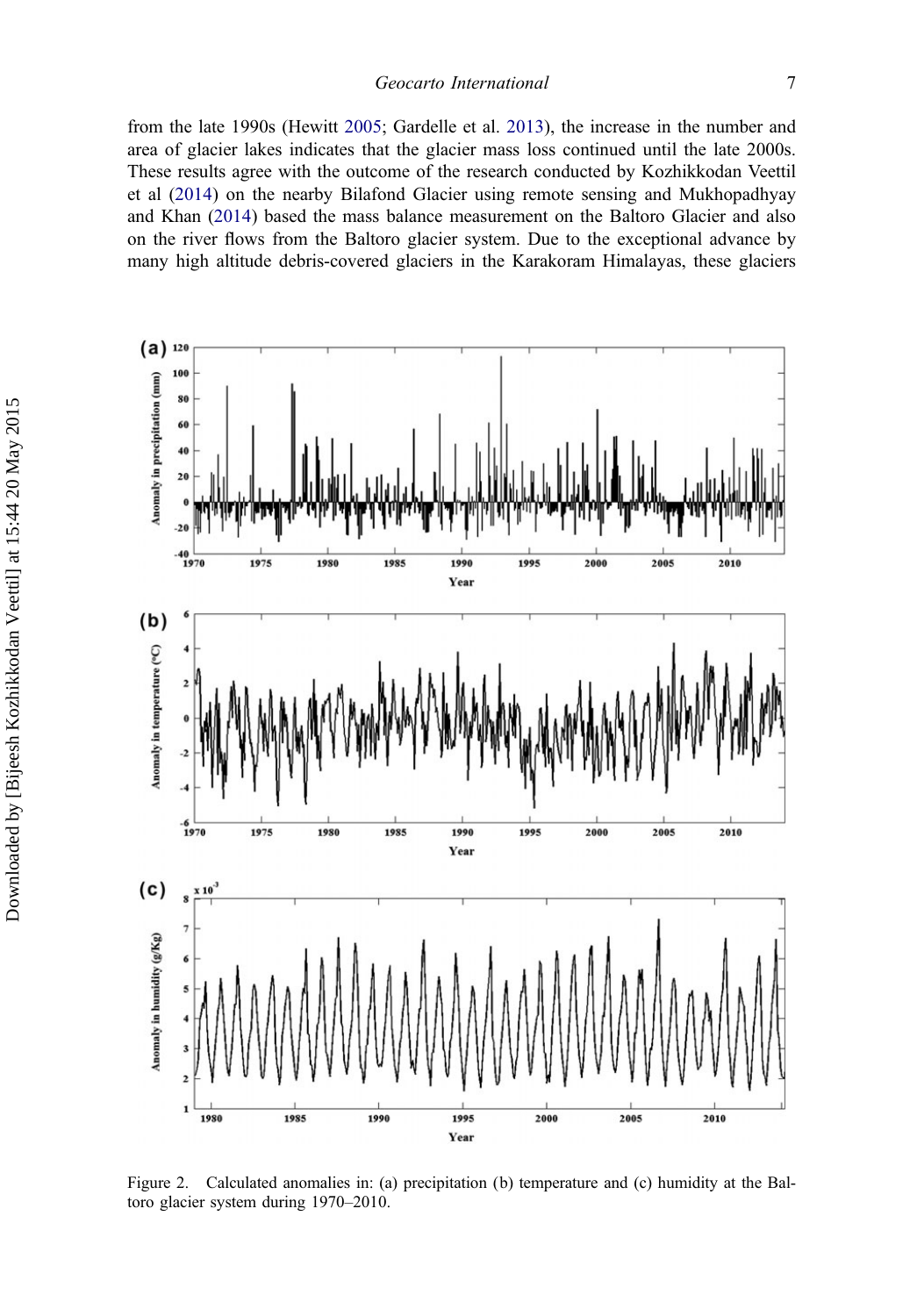from the late 1990s (Hewitt 2005; Gardelle et al. 2013), the increase in the number and area of glacier lakes indicates that the glacier mass loss continued until the late 2000s. These results agree with the outcome of the research conducted by Kozhikkodan Veettil et al (2014) on the nearby Bilafond Glacier using remote sensing and Mukhopadhyay and Khan (2014) based the mass balance measurement on the Baltoro Glacier and also on the river flows from the Baltoro glacier system. Due to the exceptional advance by many high altitude debris-covered glaciers in the Karakoram Himalayas, these glaciers

(a)
Anomaly in precipitation (mm)
120
100
80
60
40
20
0
-20
-40
1970 1975 1980 1985 1990 1995 2000 2005 2010
Year

(b)
Anomaly in temperature (ºC)
6
4
2
0
-2
-4
-6
1970 1975 1980 1985 1990 1995 2000 2005 2010
Year

(c)
Anomaly in humidity (g/Kg)
x 10$^{-3}$
8
7
6
5
4
3
2
1
1980 1985 1990 1995 2000 2005 2010
Year

Figure 2. Calculated anomalies in: (a) precipitation (b) temperature and (c) humidity at the Baltoro glacier system during 1970–2010.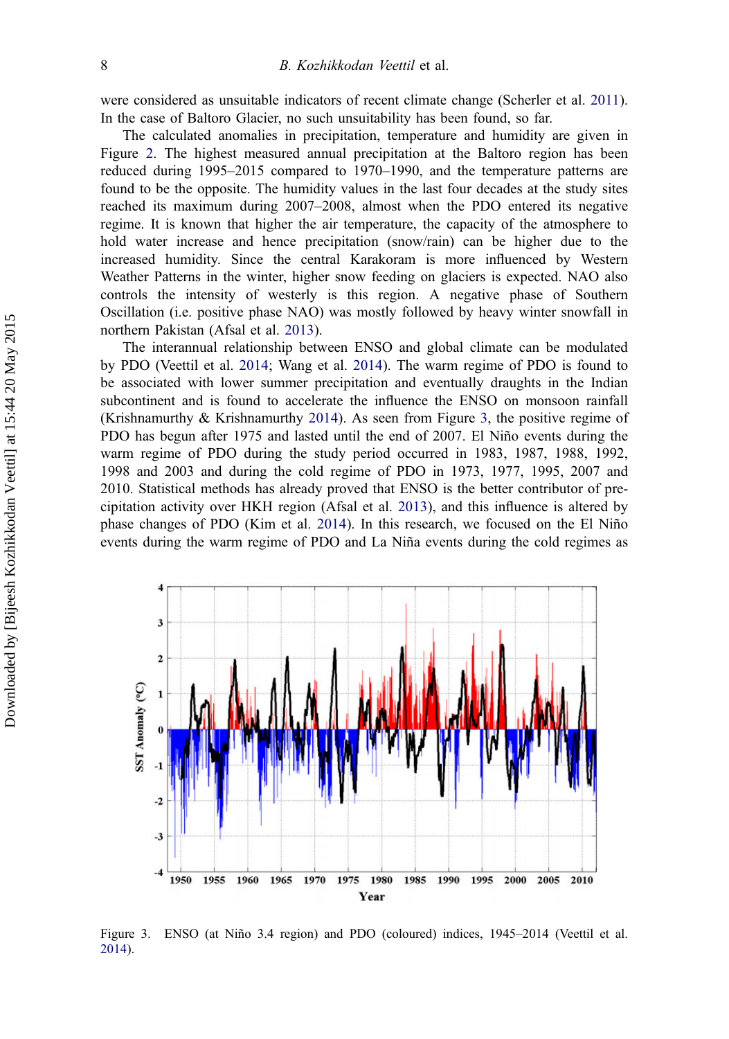were considered as unsuitable indicators of recent climate change (Scherler et al. 2011). In the case of Baltoro Glacier, no such unsuitability has been found, so far.

The calculated anomalies in precipitation, temperature and humidity are given in Figure 2. The highest measured annual precipitation at the Baltoro region has been reduced during 1995–2015 compared to 1970–1990, and the temperature patterns are found to be the opposite. The humidity values in the last four decades at the study sites reached its maximum during 2007–2008, almost when the PDO entered its negative regime. It is known that higher the air temperature, the capacity of the atmosphere to hold water increase and hence precipitation (snow/rain) can be higher due to the increased humidity. Since the central Karakoram is more influenced by Western Weather Patterns in the winter, higher snow feeding on glaciers is expected. NAO also controls the intensity of westerly is this region. A negative phase of Southern Oscillation (i.e. positive phase NAO) was mostly followed by heavy winter snowfall in northern Pakistan (Afsal et al. 2013).

The interannual relationship between ENSO and global climate can be modulated by PDO (Veettil et al. 2014; Wang et al. 2014). The warm regime of PDO is found to be associated with lower summer precipitation and eventually draughts in the Indian subcontinent and is found to accelerate the influence the ENSO on monsoon rainfall (Krishnamurthy & Krishnamurthy 2014). As seen from Figure 3, the positive regime of PDO has begun after 1975 and lasted until the end of 2007. El Niño events during the warm regime of PDO during the study period occurred in 1983, 1987, 1988, 1992, 1998 and 2003 and during the cold regime of PDO in 1973, 1977, 1995, 2007 and 2010. Statistical methods has already proved that ENSO is the better contributor of precipitation activity over HKH region (Afsal et al. 2013), and this influence is altered by phase changes of PDO (Kim et al. 2014). In this research, we focused on the El Niño events during the warm regime of PDO and La Niña events during the cold regimes as

SST Anomaly (°C)
4
3
2
1
0
-1
-2
-3
-4
1950 1955 1960 1965 1970 1975 1980 1985 1990 1995 2000 2005 2010
Year

Figure 3. ENSO (at Niño 3.4 region) and PDO (coloured) indices, 1945–2014 (Veettil et al. 2014).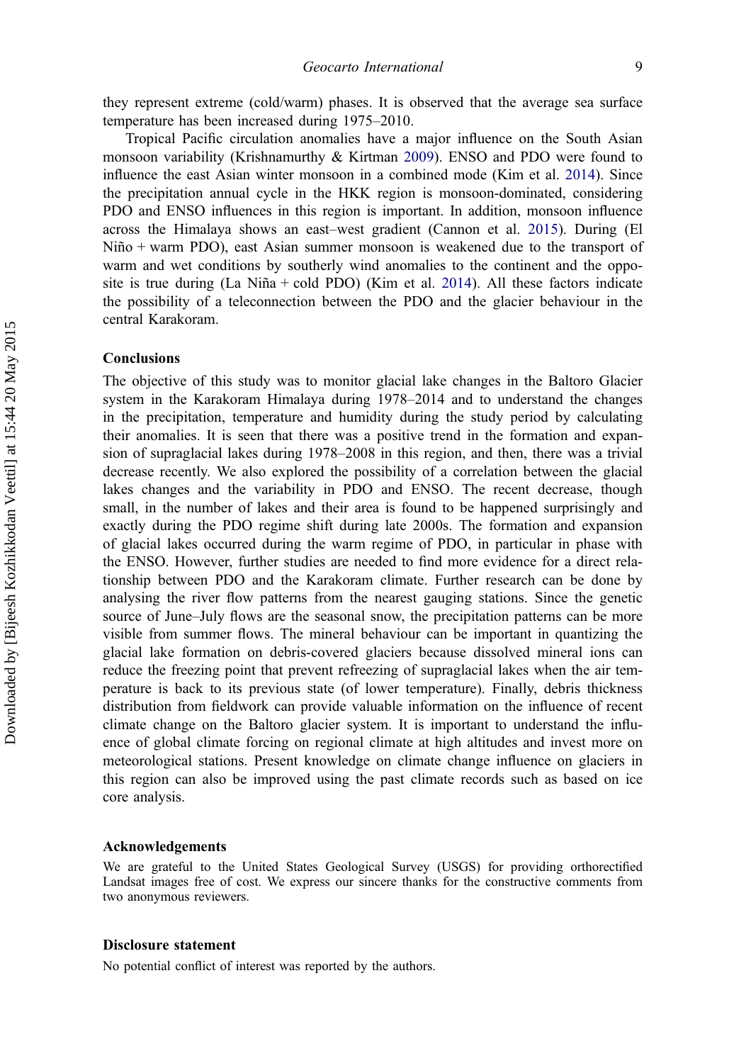they represent extreme (cold/warm) phases. It is observed that the average sea surface temperature has been increased during 1975–2010.

Tropical Pacific circulation anomalies have a major influence on the South Asian monsoon variability (Krishnamurthy & Kirtman 2009). ENSO and PDO were found to influence the east Asian winter monsoon in a combined mode (Kim et al. 2014). Since the precipitation annual cycle in the HKK region is monsoon-dominated, considering PDO and ENSO influences in this region is important. In addition, monsoon influence across the Himalaya shows an east–west gradient (Cannon et al. 2015). During (El Niño + warm PDO), east Asian summer monsoon is weakened due to the transport of warm and wet conditions by southerly wind anomalies to the continent and the opposite is true during (La Niña + cold PDO) (Kim et al. 2014). All these factors indicate the possibility of a teleconnection between the PDO and the glacier behaviour in the central Karakoram.

## Conclusions

The objective of this study was to monitor glacial lake changes in the Baltoro Glacier system in the Karakoram Himalaya during 1978–2014 and to understand the changes in the precipitation, temperature and humidity during the study period by calculating their anomalies. It is seen that there was a positive trend in the formation and expansion of supraglacial lakes during 1978–2008 in this region, and then, there was a trivial decrease recently. We also explored the possibility of a correlation between the glacial lakes changes and the variability in PDO and ENSO. The recent decrease, though small, in the number of lakes and their area is found to be happened surprisingly and exactly during the PDO regime shift during late 2000s. The formation and expansion of glacial lakes occurred during the warm regime of PDO, in particular in phase with the ENSO. However, further studies are needed to find more evidence for a direct relationship between PDO and the Karakoram climate. Further research can be done by analysing the river flow patterns from the nearest gauging stations. Since the genetic source of June–July flows are the seasonal snow, the precipitation patterns can be more visible from summer flows. The mineral behaviour can be important in quantizing the glacial lake formation on debris-covered glaciers because dissolved mineral ions can reduce the freezing point that prevent refreezing of supraglacial lakes when the air temperature is back to its previous state (of lower temperature). Finally, debris thickness distribution from fieldwork can provide valuable information on the influence of recent climate change on the Baltoro glacier system. It is important to understand the influence of global climate forcing on regional climate at high altitudes and invest more on meteorological stations. Present knowledge on climate change influence on glaciers in this region can also be improved using the past climate records such as based on ice core analysis.

## Acknowledgements

We are grateful to the United States Geological Survey (USGS) for providing orthorectified Landsat images free of cost. We express our sincere thanks for the constructive comments from two anonymous reviewers.

## Disclosure statement

No potential conflict of interest was reported by the authors.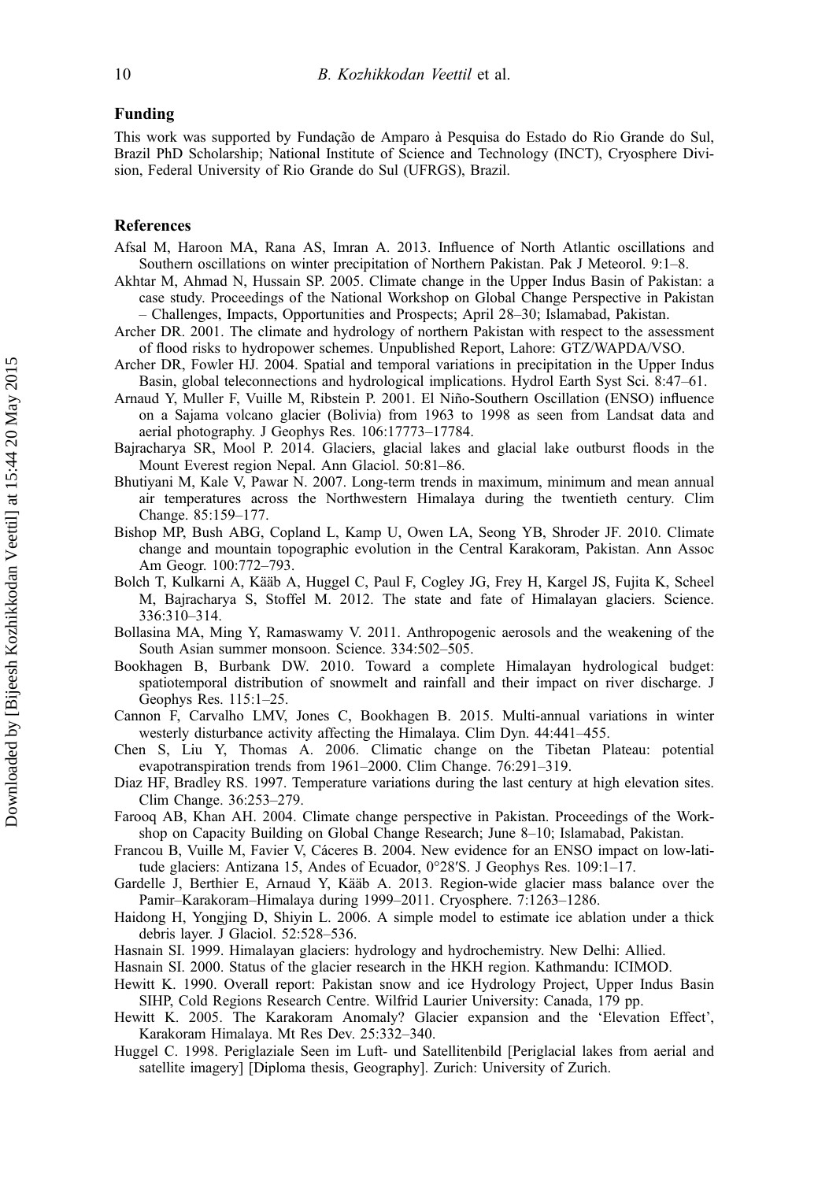## Funding

This work was supported by Fundação de Amparo à Pesquisa do Estado do Rio Grande do Sul, Brazil PhD Scholarship; National Institute of Science and Technology (INCT), Cryosphere Division, Federal University of Rio Grande do Sul (UFRGS), Brazil.

## References

Afsal M, Haroon MA, Rana AS, Imran A. 2013. Influence of North Atlantic oscillations and Southern oscillations on winter precipitation of Northern Pakistan. Pak J Meteorol. 9:1–8.

Akhtar M, Ahmad N, Hussain SP. 2005. Climate change in the Upper Indus Basin of Pakistan: a case study. Proceedings of the National Workshop on Global Change Perspective in Pakistan – Challenges, Impacts, Opportunities and Prospects; April 28–30; Islamabad, Pakistan.

Archer DR. 2001. The climate and hydrology of northern Pakistan with respect to the assessment of flood risks to hydropower schemes. Unpublished Report, Lahore: GTZ/WAPDA/VSO.

Archer DR, Fowler HJ. 2004. Spatial and temporal variations in precipitation in the Upper Indus Basin, global teleconnections and hydrological implications. Hydrol Earth Syst Sci. 8:47–61.

Arnaud Y, Muller F, Vuille M, Ribstein P. 2001. El Niño-Southern Oscillation (ENSO) influence on a Sajama volcano glacier (Bolivia) from 1963 to 1998 as seen from Landsat data and aerial photography. J Geophys Res. 106:17773–17784.

Bajracharya SR, Mool P. 2014. Glaciers, glacial lakes and glacial lake outburst floods in the Mount Everest region Nepal. Ann Glaciol. 50:81–86.

Bhutiyani M, Kale V, Pawar N. 2007. Long-term trends in maximum, minimum and mean annual air temperatures across the Northwestern Himalaya during the twentieth century. Clim Change. 85:159–177.

Bishop MP, Bush ABG, Copland L, Kamp U, Owen LA, Seong YB, Shroder JF. 2010. Climate change and mountain topographic evolution in the Central Karakoram, Pakistan. Ann Assoc Am Geogr. 100:772–793.

Bolch T, Kulkarni A, Kääb A, Huggel C, Paul F, Cogley JG, Frey H, Kargel JS, Fujita K, Scheel M, Bajracharya S, Stoffel M. 2012. The state and fate of Himalayan glaciers. Science. 336:310–314.

Bollasina MA, Ming Y, Ramaswamy V. 2011. Anthropogenic aerosols and the weakening of the South Asian summer monsoon. Science. 334:502–505.

Bookhagen B, Burbank DW. 2010. Toward a complete Himalayan hydrological budget: spatiotemporal distribution of snowmelt and rainfall and their impact on river discharge. J Geophys Res. 115:1–25.

Cannon F, Carvalho LMV, Jones C, Bookhagen B. 2015. Multi-annual variations in winter westerly disturbance activity affecting the Himalaya. Clim Dyn. 44:441–455.

Chen S, Liu Y, Thomas A. 2006. Climatic change on the Tibetan Plateau: potential evapotranspiration trends from 1961–2000. Clim Change. 76:291–319.

Diaz HF, Bradley RS. 1997. Temperature variations during the last century at high elevation sites. Clim Change. 36:253–279.

Farooq AB, Khan AH. 2004. Climate change perspective in Pakistan. Proceedings of the Workshop on Capacity Building on Global Change Research; June 8–10; Islamabad, Pakistan.

Francou B, Vuille M, Favier V, Cáceres B. 2004. New evidence for an ENSO impact on low-latitude glaciers: Antizana 15, Andes of Ecuador, 0°28′S. J Geophys Res. 109:1–17.

Gardelle J, Berthier E, Arnaud Y, Kääb A. 2013. Region-wide glacier mass balance over the Pamir–Karakoram–Himalaya during 1999–2011. Cryosphere. 7:1263–1286.

Haidong H, Yongjing D, Shiyin L. 2006. A simple model to estimate ice ablation under a thick debris layer. J Glaciol. 52:528–536.

Hasnain SI. 1999. Himalayan glaciers: hydrology and hydrochemistry. New Delhi: Allied.

Hasnain SI. 2000. Status of the glacier research in the HKH region. Kathmandu: ICIMOD.

Hewitt K. 1990. Overall report: Pakistan snow and ice Hydrology Project, Upper Indus Basin SIHP, Cold Regions Research Centre. Wilfrid Laurier University: Canada, 179 pp.

Hewitt K. 2005. The Karakoram Anomaly? Glacier expansion and the 'Elevation Effect', Karakoram Himalaya. Mt Res Dev. 25:332–340.

Huggel C. 1998. Periglaziale Seen im Luft- und Satellitenbild [Periglacial lakes from aerial and satellite imagery] [Diploma thesis, Geography]. Zurich: University of Zurich.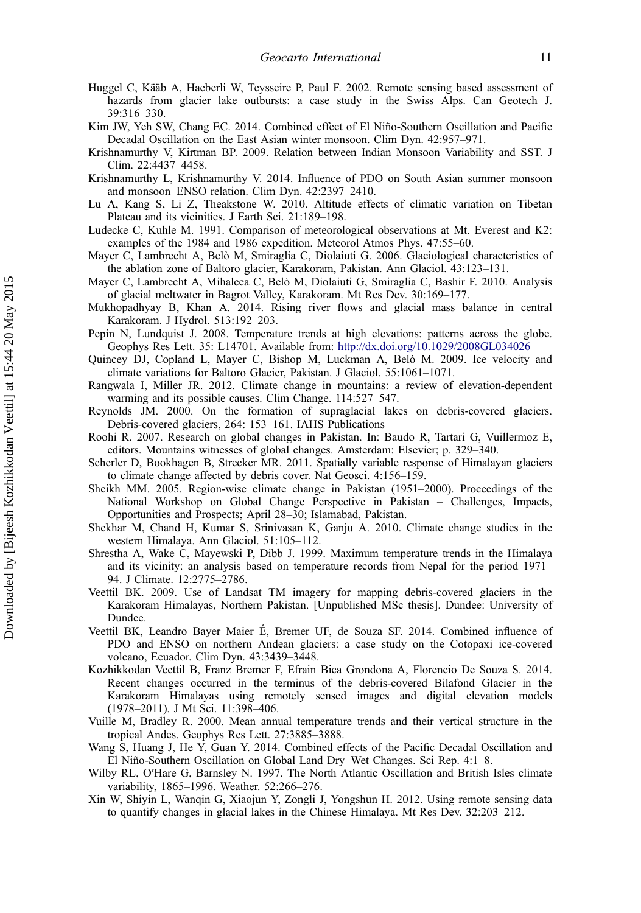Huggel C, Kääb A, Haeberli W, Teysseire P, Paul F. 2002. Remote sensing based assessment of hazards from glacier lake outbursts: a case study in the Swiss Alps. Can Geotech J. 39:316–330.

Kim JW, Yeh SW, Chang EC. 2014. Combined effect of El Niño-Southern Oscillation and Pacific Decadal Oscillation on the East Asian winter monsoon. Clim Dyn. 42:957–971.

Krishnamurthy V, Kirtman BP. 2009. Relation between Indian Monsoon Variability and SST. J Clim. 22:4437–4458.

Krishnamurthy L, Krishnamurthy V. 2014. Influence of PDO on South Asian summer monsoon and monsoon–ENSO relation. Clim Dyn. 42:2397–2410.

Lu A, Kang S, Li Z, Theakstone W. 2010. Altitude effects of climatic variation on Tibetan Plateau and its vicinities. J Earth Sci. 21:189–198.

Ludecke C, Kuhle M. 1991. Comparison of meteorological observations at Mt. Everest and K2: examples of the 1984 and 1986 expedition. Meteorol Atmos Phys. 47:55–60.

Mayer C, Lambrecht A, Belò M, Smiraglia C, Diolaiuti G. 2006. Glaciological characteristics of the ablation zone of Baltoro glacier, Karakoram, Pakistan. Ann Glaciol. 43:123–131.

Mayer C, Lambrecht A, Mihalcea C, Belò M, Diolaiuti G, Smiraglia C, Bashir F. 2010. Analysis of glacial meltwater in Bagrot Valley, Karakoram. Mt Res Dev. 30:169–177.

Mukhopadhyay B, Khan A. 2014. Rising river flows and glacial mass balance in central Karakoram. J Hydrol. 513:192–203.

Pepin N, Lundquist J. 2008. Temperature trends at high elevations: patterns across the globe. Geophys Res Lett. 35: L14701. Available from: http://dx.doi.org/10.1029/2008GL034026

Quincey DJ, Copland L, Mayer C, Bishop M, Luckman A, Belò M. 2009. Ice velocity and climate variations for Baltoro Glacier, Pakistan. J Glaciol. 55:1061–1071.

Rangwala I, Miller JR. 2012. Climate change in mountains: a review of elevation-dependent warming and its possible causes. Clim Change. 114:527–547.

Reynolds JM. 2000. On the formation of supraglacial lakes on debris-covered glaciers. Debris-covered glaciers, 264: 153–161. IAHS Publications

Roohi R. 2007. Research on global changes in Pakistan. In: Baudo R, Tartari G, Vuillermoz E, editors. Mountains witnesses of global changes. Amsterdam: Elsevier; p. 329–340.

Scherler D, Bookhagen B, Strecker MR. 2011. Spatially variable response of Himalayan glaciers to climate change affected by debris cover. Nat Geosci. 4:156–159.

Sheikh MM. 2005. Region-wise climate change in Pakistan (1951–2000). Proceedings of the National Workshop on Global Change Perspective in Pakistan – Challenges, Impacts, Opportunities and Prospects; April 28–30; Islamabad, Pakistan.

Shekhar M, Chand H, Kumar S, Srinivasan K, Ganju A. 2010. Climate change studies in the western Himalaya. Ann Glaciol. 51:105–112.

Shrestha A, Wake C, Mayewski P, Dibb J. 1999. Maximum temperature trends in the Himalaya and its vicinity: an analysis based on temperature records from Nepal for the period 1971–94. J Climate. 12:2775–2786.

Veettil BK. 2009. Use of Landsat TM imagery for mapping debris-covered glaciers in the Karakoram Himalayas, Northern Pakistan. [Unpublished MSc thesis]. Dundee: University of Dundee.

Veettil BK, Leandro Bayer Maier É, Bremer UF, de Souza SF. 2014. Combined influence of PDO and ENSO on northern Andean glaciers: a case study on the Cotopaxi ice-covered volcano, Ecuador. Clim Dyn. 43:3439–3448.

Kozhikkodan Veettil B, Franz Bremer F, Efrain Bica Grondona A, Florencio De Souza S. 2014. Recent changes occurred in the terminus of the debris-covered Bilafond Glacier in the Karakoram Himalayas using remotely sensed images and digital elevation models (1978–2011). J Mt Sci. 11:398–406.

Vuille M, Bradley R. 2000. Mean annual temperature trends and their vertical structure in the tropical Andes. Geophys Res Lett. 27:3885–3888.

Wang S, Huang J, He Y, Guan Y. 2014. Combined effects of the Pacific Decadal Oscillation and El Niño-Southern Oscillation on Global Land Dry–Wet Changes. Sci Rep. 4:1–8.

Wilby RL, O′Hare G, Barnsley N. 1997. The North Atlantic Oscillation and British Isles climate variability, 1865–1996. Weather. 52:266–276.

Xin W, Shiyin L, Wanqin G, Xiaojun Y, Zongli J, Yongshun H. 2012. Using remote sensing data to quantify changes in glacial lakes in the Chinese Himalaya. Mt Res Dev. 32:203–212.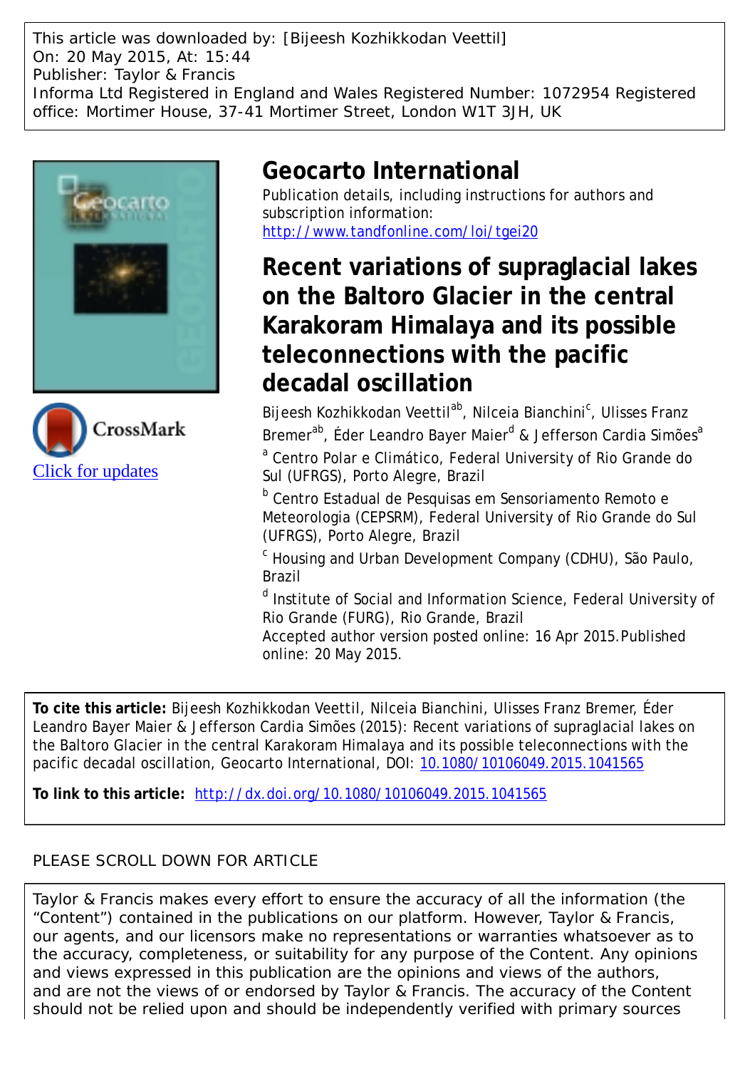This article was downloaded by: [Bijeesh Kozhikkodan Veettil]
On: 20 May 2015, At: 15:44
Publisher: Taylor & Francis
Informa Ltd Registered in England and Wales Registered Number: 1072954 Registered office: Mortimer House, 37-41 Mortimer Street, London W1T 3JH, UK

# Geocarto International

Publication details, including instructions for authors and subscription information:
http://www.tandfonline.com/loi/tgei20

# Recent variations of supraglacial lakes on the Baltoro Glacier in the central Karakoram Himalaya and its possible teleconnections with the pacific decadal oscillation

Bijeesh Kozhikkodan Veettil[ab], Nilceia Bianchini[c], Ulisses Franz Bremer[ab], Éder Leandro Bayer Maier[d] & Jefferson Cardia Simões[a]

[a] Centro Polar e Climático, Federal University of Rio Grande do Sul (UFRGS), Porto Alegre, Brazil

[b] Centro Estadual de Pesquisas em Sensoriamento Remoto e Meteorologia (CEPSRM), Federal University of Rio Grande do Sul (UFRGS), Porto Alegre, Brazil

[c] Housing and Urban Development Company (CDHU), São Paulo, Brazil

[d] Institute of Social and Information Science, Federal University of Rio Grande (FURG), Rio Grande, Brazil

Accepted author version posted online: 16 Apr 2015. Published online: 20 May 2015.

Click for updates

**To cite this article:** Bijeesh Kozhikkodan Veettil, Nilceia Bianchini, Ulisses Franz Bremer, Éder Leandro Bayer Maier & Jefferson Cardia Simões (2015): Recent variations of supraglacial lakes on the Baltoro Glacier in the central Karakoram Himalaya and its possible teleconnections with the pacific decadal oscillation, Geocarto International, DOI: 10.1080/10106049.2015.1041565

**To link to this article:** http://dx.doi.org/10.1080/10106049.2015.1041565

PLEASE SCROLL DOWN FOR ARTICLE

Taylor & Francis makes every effort to ensure the accuracy of all the information (the "Content") contained in the publications on our platform. However, Taylor & Francis, our agents, and our licensors make no representations or warranties whatsoever as to the accuracy, completeness, or suitability for any purpose of the Content. Any opinions and views expressed in this publication are the opinions and views of the authors, and are not the views of or endorsed by Taylor & Francis. The accuracy of the Content should not be relied upon and should be independently verified with primary sources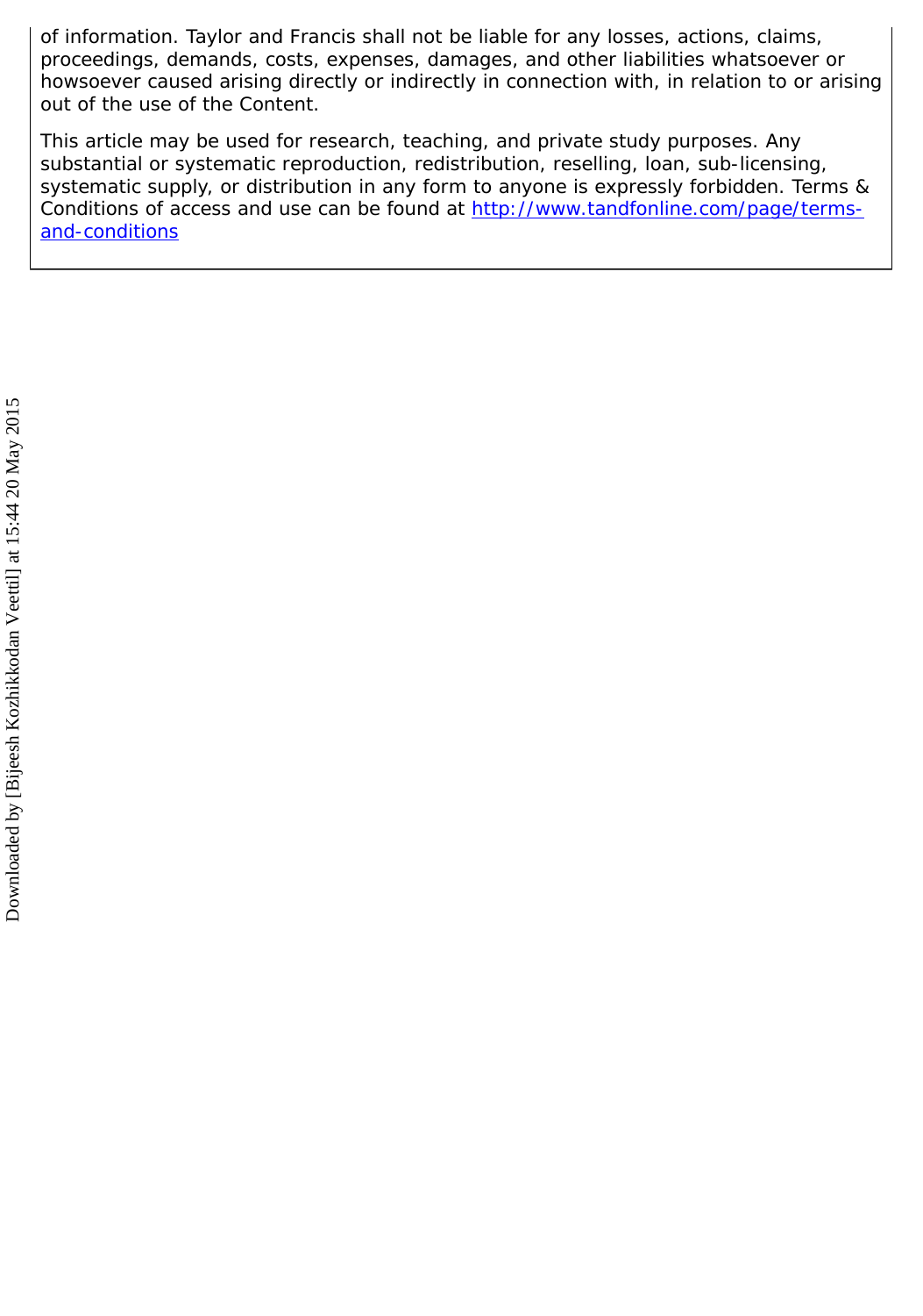of information. Taylor and Francis shall not be liable for any losses, actions, claims, proceedings, demands, costs, expenses, damages, and other liabilities whatsoever or howsoever caused arising directly or indirectly in connection with, in relation to or arising out of the use of the Content.

This article may be used for research, teaching, and private study purposes. Any substantial or systematic reproduction, redistribution, reselling, loan, sub-licensing, systematic supply, or distribution in any form to anyone is expressly forbidden. Terms & Conditions of access and use can be found at [http://www.tandfonline.com/page/terms-and-conditions](http://www.tandfonline.com/page/terms-and-conditions)